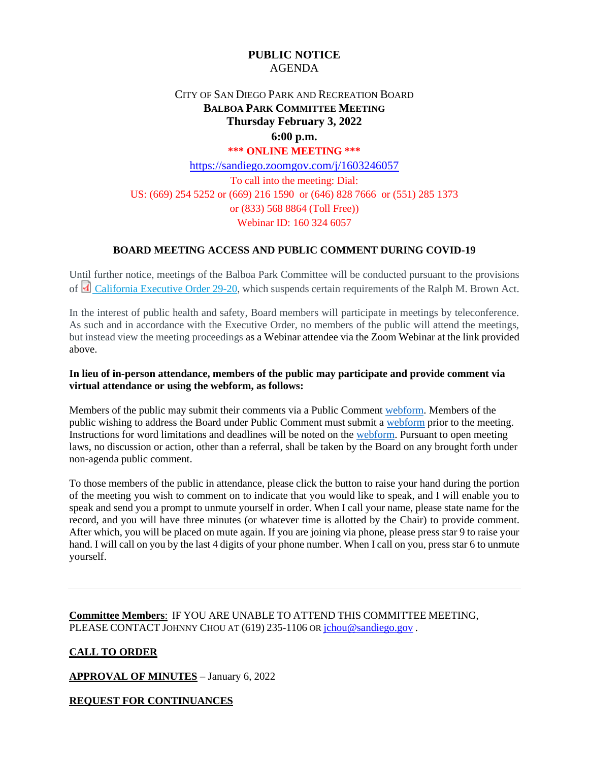**PUBLIC NOTICE**
AGENDA

CITY OF SAN DIEGO PARK AND RECREATION BOARD
**BALBOA PARK COMMITTEE MEETING**
**Thursday February 3, 2022**
**6:00 p.m.**
**\*\*\* ONLINE MEETING \*\*\***

https://sandiego.zoomgov.com/j/1603246057

To call into the meeting: Dial:
US: (669) 254 5252 or (669) 216 1590 or (646) 828 7666 or (551) 285 1373
or (833) 568 8864 (Toll Free))
Webinar ID: 160 324 6057

**BOARD MEETING ACCESS AND PUBLIC COMMENT DURING COVID-19**

Until further notice, meetings of the Balboa Park Committee will be conducted pursuant to the provisions of California Executive Order 29-20, which suspends certain requirements of the Ralph M. Brown Act.

In the interest of public health and safety, Board members will participate in meetings by teleconference. As such and in accordance with the Executive Order, no members of the public will attend the meetings, but instead view the meeting proceedings as a Webinar attendee via the Zoom Webinar at the link provided above.

**In lieu of in-person attendance, members of the public may participate and provide comment via virtual attendance or using the webform, as follows:**

Members of the public may submit their comments via a Public Comment webform. Members of the public wishing to address the Board under Public Comment must submit a webform prior to the meeting. Instructions for word limitations and deadlines will be noted on the webform. Pursuant to open meeting laws, no discussion or action, other than a referral, shall be taken by the Board on any brought forth under non-agenda public comment.

To those members of the public in attendance, please click the button to raise your hand during the portion of the meeting you wish to comment on to indicate that you would like to speak, and I will enable you to speak and send you a prompt to unmute yourself in order. When I call your name, please state name for the record, and you will have three minutes (or whatever time is allotted by the Chair) to provide comment. After which, you will be placed on mute again. If you are joining via phone, please press star 9 to raise your hand. I will call on you by the last 4 digits of your phone number. When I call on you, press star 6 to unmute yourself.

---

**Committee Members**: IF YOU ARE UNABLE TO ATTEND THIS COMMITTEE MEETING, PLEASE CONTACT JOHNNY CHOU AT (619) 235-1106 OR jchou@sandiego.gov .

**CALL TO ORDER**

**APPROVAL OF MINUTES** – January 6, 2022

**REQUEST FOR CONTINUANCES**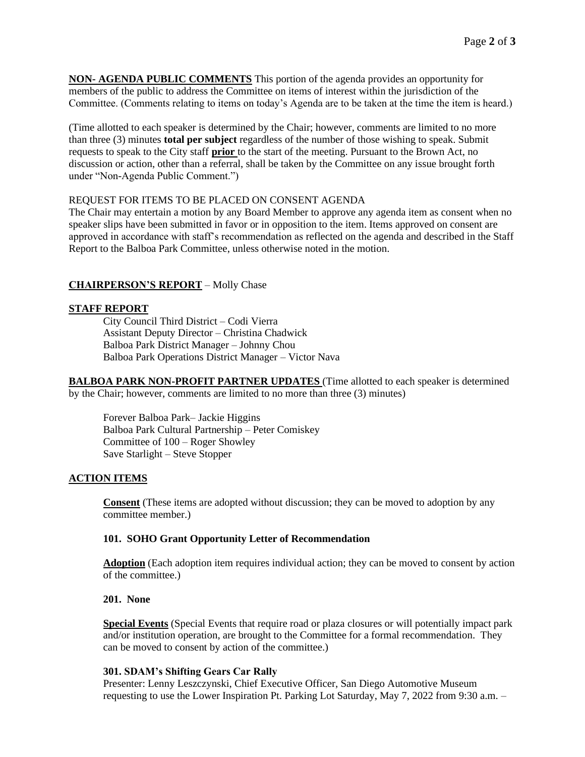**NON- AGENDA PUBLIC COMMENTS** This portion of the agenda provides an opportunity for members of the public to address the Committee on items of interest within the jurisdiction of the Committee. (Comments relating to items on today's Agenda are to be taken at the time the item is heard.)

(Time allotted to each speaker is determined by the Chair; however, comments are limited to no more than three (3) minutes **total per subject** regardless of the number of those wishing to speak. Submit requests to speak to the City staff **prior** to the start of the meeting. Pursuant to the Brown Act, no discussion or action, other than a referral, shall be taken by the Committee on any issue brought forth under "Non-Agenda Public Comment.")

REQUEST FOR ITEMS TO BE PLACED ON CONSENT AGENDA

The Chair may entertain a motion by any Board Member to approve any agenda item as consent when no speaker slips have been submitted in favor or in opposition to the item. Items approved on consent are approved in accordance with staff's recommendation as reflected on the agenda and described in the Staff Report to the Balboa Park Committee, unless otherwise noted in the motion.

**CHAIRPERSON'S REPORT** – Molly Chase

**STAFF REPORT**

City Council Third District – Codi Vierra
Assistant Deputy Director – Christina Chadwick
Balboa Park District Manager – Johnny Chou
Balboa Park Operations District Manager – Victor Nava

**BALBOA PARK NON-PROFIT PARTNER UPDATES** (Time allotted to each speaker is determined by the Chair; however, comments are limited to no more than three (3) minutes)

Forever Balboa Park– Jackie Higgins
Balboa Park Cultural Partnership – Peter Comiskey
Committee of 100 – Roger Showley
Save Starlight – Steve Stopper

**ACTION ITEMS**

**Consent** (These items are adopted without discussion; they can be moved to adoption by any committee member.)

**101. SOHO Grant Opportunity Letter of Recommendation**

**Adoption** (Each adoption item requires individual action; they can be moved to consent by action of the committee.)

**201. None**

**Special Events** (Special Events that require road or plaza closures or will potentially impact park and/or institution operation, are brought to the Committee for a formal recommendation. They can be moved to consent by action of the committee.)

**301. SDAM's Shifting Gears Car Rally**

Presenter: Lenny Leszczynski, Chief Executive Officer, San Diego Automotive Museum requesting to use the Lower Inspiration Pt. Parking Lot Saturday, May 7, 2022 from 9:30 a.m. –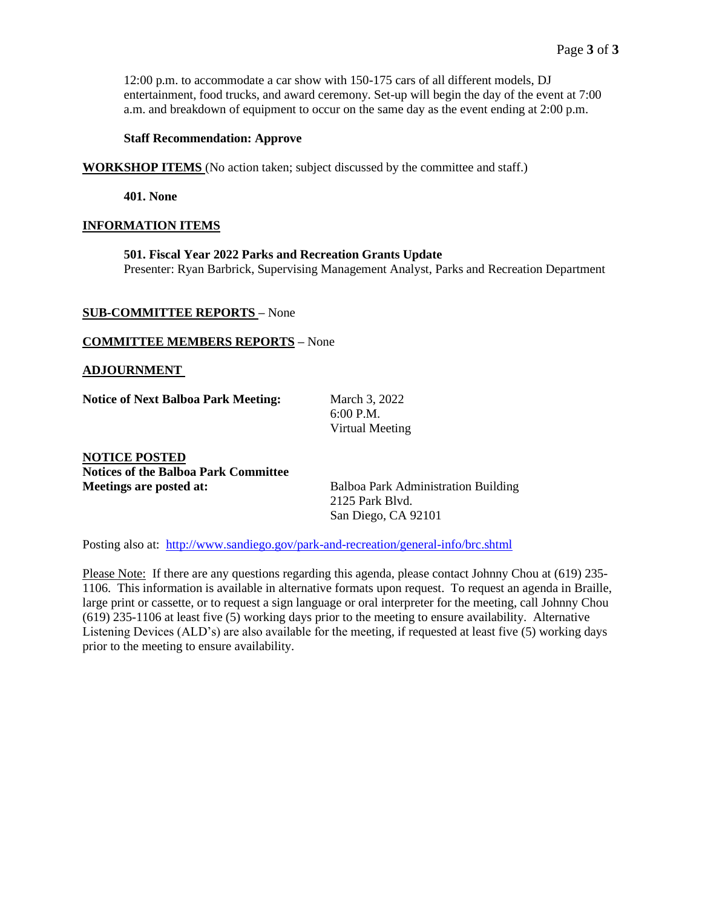12:00 p.m. to accommodate a car show with 150-175 cars of all different models, DJ entertainment, food trucks, and award ceremony. Set-up will begin the day of the event at 7:00 a.m. and breakdown of equipment to occur on the same day as the event ending at 2:00 p.m.

**Staff Recommendation: Approve**

**WORKSHOP ITEMS** (No action taken; subject discussed by the committee and staff.)

**401. None**

**INFORMATION ITEMS**

**501. Fiscal Year 2022 Parks and Recreation Grants Update**
Presenter: Ryan Barbrick, Supervising Management Analyst, Parks and Recreation Department

**SUB-COMMITTEE REPORTS** – None

**COMMITTEE MEMBERS REPORTS** – None

**ADJOURNMENT**

**Notice of Next Balboa Park Meeting:** March 3, 2022
6:00 P.M.
Virtual Meeting

**NOTICE POSTED**
**Notices of the Balboa Park Committee Meetings are posted at:** Balboa Park Administration Building
2125 Park Blvd.
San Diego, CA 92101

Posting also at: http://www.sandiego.gov/park-and-recreation/general-info/brc.shtml

Please Note: If there are any questions regarding this agenda, please contact Johnny Chou at (619) 235-1106. This information is available in alternative formats upon request. To request an agenda in Braille, large print or cassette, or to request a sign language or oral interpreter for the meeting, call Johnny Chou (619) 235-1106 at least five (5) working days prior to the meeting to ensure availability. Alternative Listening Devices (ALD's) are also available for the meeting, if requested at least five (5) working days prior to the meeting to ensure availability.